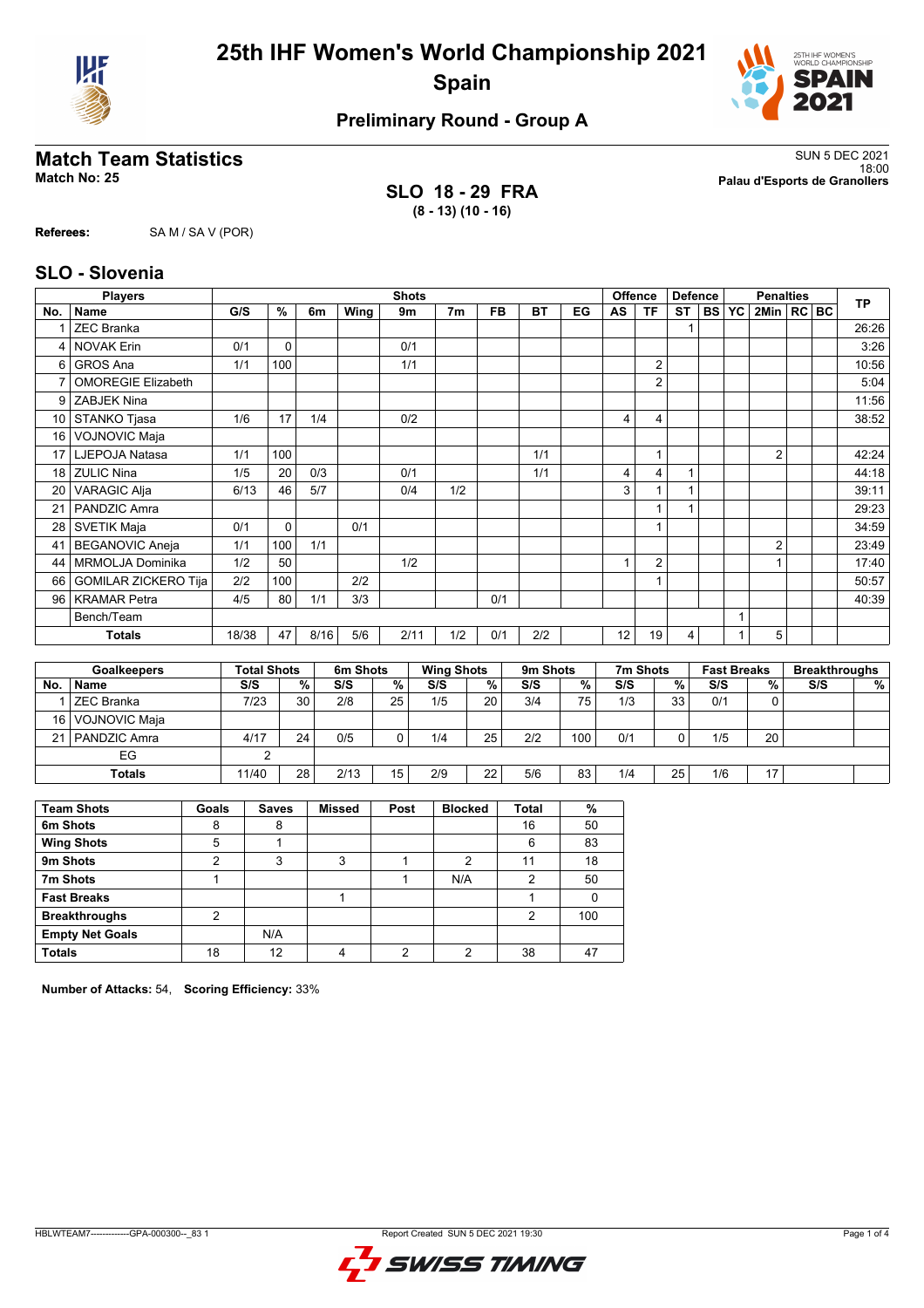# 25th IHF Women's World Championship 2021

## Spain

### Preliminary Round - Group A

## Match Team Statistics

**Match No: 25**

SUN 5 DEC 2021
18:00
**Palau d'Esports de Granollers**

**SLO 18 - 29 FRA**
**(8 - 13) (10 - 16)**

**Referees:** SA M / SA V (POR)

## SLO - Slovenia

| Players | | Shots | | | | | | | | | Offence | | Defence | | | Penalties | | | TP |
|---|---|---|---|---|---|---|---|---|---|---|---|---|---|---|---|---|---|---|---|
| No. | Name | G/S | % | 6m | Wing | 9m | 7m | FB | BT | EG | AS | TF | ST | BS | YC | 2Min | RC | BC | |
| 1 | ZEC Branka | | | | | | | | | | | | 1 | | | | | | 26:26 |
| 4 | NOVAK Erin | 0/1 | 0 | | | 0/1 | | | | | | | | | | | | | 3:26 |
| 6 | GROS Ana | 1/1 | 100 | | | 1/1 | | | | | | 2 | | | | | | | 10:56 |
| 7 | OMOREGIE Elizabeth | | | | | | | | | | | 2 | | | | | | | 5:04 |
| 9 | ZABJEK Nina | | | | | | | | | | | | | | | | | | 11:56 |
| 10 | STANKO Tjasa | 1/6 | 17 | 1/4 | | 0/2 | | | | | 4 | 4 | | | | | | | 38:52 |
| 16 | VOJNOVIC Maja | | | | | | | | | | | | | | | | | | |
| 17 | LJEPOJA Natasa | 1/1 | 100 | | | | | | 1/1 | | | 1 | | | | 2 | | | 42:24 |
| 18 | ZULIC Nina | 1/5 | 20 | 0/3 | | 0/1 | | | 1/1 | | 4 | 4 | 1 | | | | | | 44:18 |
| 20 | VARAGIC Alja | 6/13 | 46 | 5/7 | | 0/4 | 1/2 | | | | 3 | 1 | 1 | | | | | | 39:11 |
| 21 | PANDZIC Amra | | | | | | | | | | | 1 | 1 | | | | | | 29:23 |
| 28 | SVETIK Maja | 0/1 | 0 | | 0/1 | | | | | | | 1 | | | | | | | 34:59 |
| 41 | BEGANOVIC Aneja | 1/1 | 100 | 1/1 | | | | | | | | | | | | 2 | | | 23:49 |
| 44 | MRMOLJA Dominika | 1/2 | 50 | | | 1/2 | | | | | 1 | 2 | | | | 1 | | | 17:40 |
| 66 | GOMILAR ZICKERO Tija | 2/2 | 100 | | 2/2 | | | | | | | 1 | | | | | | | 50:57 |
| 96 | KRAMAR Petra | 4/5 | 80 | 1/1 | 3/3 | | | 0/1 | | | | | | | | | | | 40:39 |
| | Bench/Team | | | | | | | | | | | | | | 1 | | | | |
| | Totals | 18/38 | 47 | 8/16 | 5/6 | 2/11 | 1/2 | 0/1 | 2/2 | | 12 | 19 | 4 | | 1 | 5 | | | |

| Goalkeepers | | Total Shots | | 6m Shots | | Wing Shots | | 9m Shots | | 7m Shots | | Fast Breaks | | Breakthroughs | |
|---|---|---|---|---|---|---|---|---|---|---|---|---|---|---|---|
| No. | Name | S/S | % | S/S | % | S/S | % | S/S | % | S/S | % | S/S | % | S/S | % |
| 1 | ZEC Branka | 7/23 | 30 | 2/8 | 25 | 1/5 | 20 | 3/4 | 75 | 1/3 | 33 | 0/1 | 0 | | |
| 16 | VOJNOVIC Maja | | | | | | | | | | | | | | |
| 21 | PANDZIC Amra | 4/17 | 24 | 0/5 | 0 | 1/4 | 25 | 2/2 | 100 | 0/1 | 0 | 1/5 | 20 | | |
| | EG | 2 | | | | | | | | | | | | | |
| | Totals | 11/40 | 28 | 2/13 | 15 | 2/9 | 22 | 5/6 | 83 | 1/4 | 25 | 1/6 | 17 | | |

| Team Shots | Goals | Saves | Missed | Post | Blocked | Total | % |
|---|---|---|---|---|---|---|---|
| 6m Shots | 8 | 8 | | | | 16 | 50 |
| Wing Shots | 5 | 1 | | | | 6 | 83 |
| 9m Shots | 2 | 3 | 3 | 1 | 2 | 11 | 18 |
| 7m Shots | 1 | | | 1 | N/A | 2 | 50 |
| Fast Breaks | | | 1 | | | 1 | 0 |
| Breakthroughs | 2 | | | | | 2 | 100 |
| Empty Net Goals | | N/A | | | | | |
| Totals | 18 | 12 | 4 | 2 | 2 | 38 | 47 |

**Number of Attacks:** 54, **Scoring Efficiency:** 33%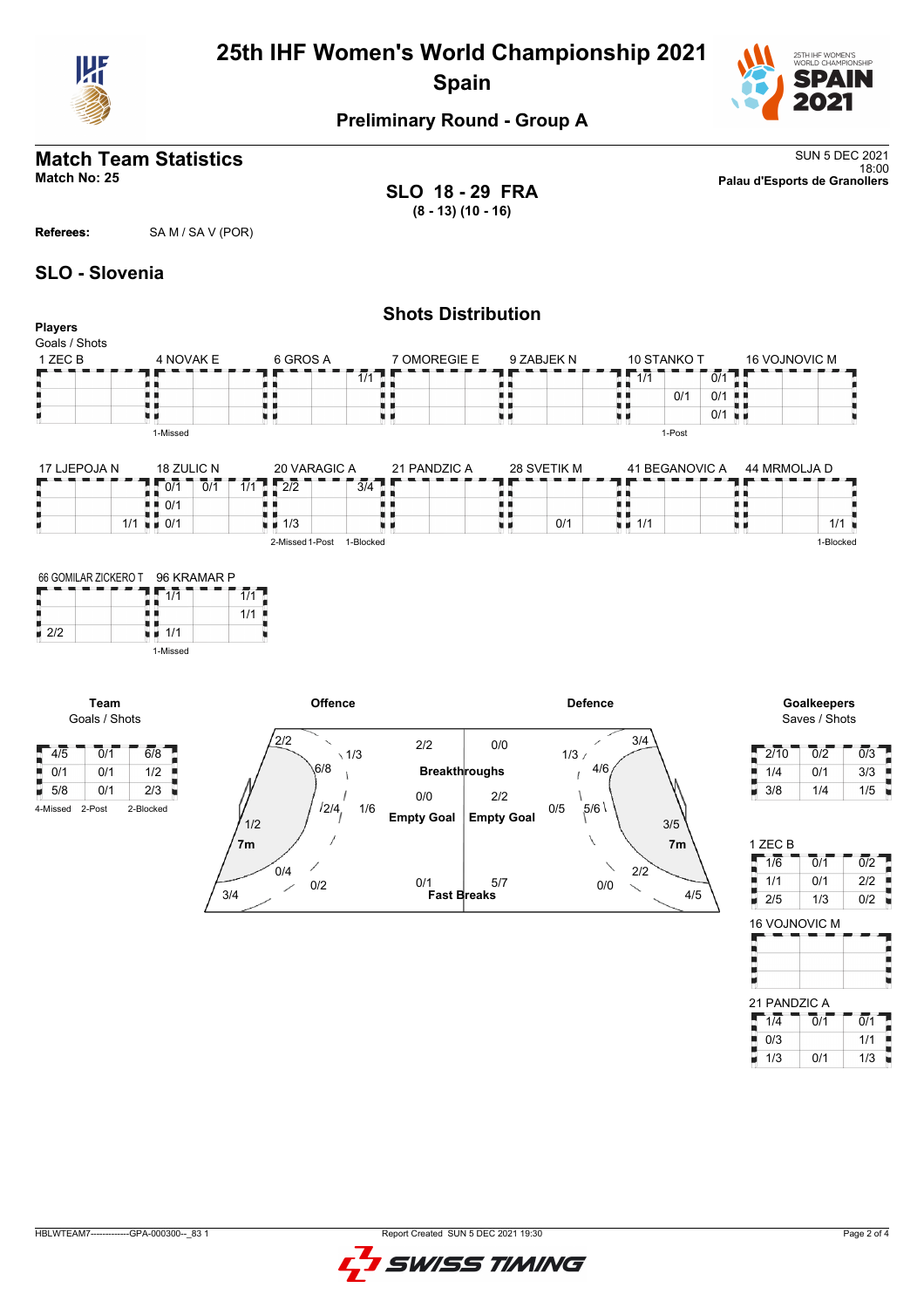# 25th IHF Women's World Championship 2021

## Spain

### Preliminary Round - Group A

## Match Team Statistics

**Match No: 25**

SUN 5 DEC 2021
18:00
**Palau d'Esports de Granollers**

**SLO 18 - 29 FRA**
**(8 - 13) (10 - 16)**

**Referees:** SA M / SA V (POR)

## SLO - Slovenia

### Shots Distribution

**Players**
Goals / Shots

**1 ZEC B**

| | | |
|---|---|---|
| | | |
| | | |
| | | |

**4 NOVAK E**

| | | |
|---|---|---|
| | | |
| | | |
| | | |

1-Missed

**6 GROS A**

| | | |
|---|---|---|
| | | 1/1 |
| | | |
| | | |

**7 OMOREGIE E**

| | | |
|---|---|---|
| | | |
| | | |
| | | |

**9 ZABJEK N**

| | | |
|---|---|---|
| | | |
| | | |
| | | |

**10 STANKO T**

| | | |
|---|---|---|
| 1/1 | | 0/1 |
| | 0/1 | 0/1 |
| | | 0/1 |

1-Post

**16 VOJNOVIC M**

| | | |
|---|---|---|
| | | |
| | | |
| | | |

**17 LJEPOJA N**

| | | |
|---|---|---|
| | | |
| | | |
| | | 1/1 |

**18 ZULIC N**

| | | |
|---|---|---|
| 0/1 | 0/1 | 1/1 |
| 0/1 | | |
| 0/1 | | |

**20 VARAGIC A**

| | | |
|---|---|---|
| 2/2 | | 3/4 |
| | | |
| 1/3 | | |

2-Missed 1-Post 1-Blocked

**21 PANDZIC A**

| | | |
|---|---|---|
| | | |
| | | |
| | | |

**28 SVETIK M**

| | | |
|---|---|---|
| | | |
| | | |
| | 0/1 | |

**41 BEGANOVIC A**

| | | |
|---|---|---|
| | | |
| | | |
| 1/1 | | |

**44 MRMOLJA D**

| | | |
|---|---|---|
| | | |
| | | |
| | | 1/1 |

1-Blocked

**66 GOMILAR ZICKERO T**

| | | |
|---|---|---|
| | | |
| | | |
| 2/2 | | |

**96 KRAMAR P**

| | | |
|---|---|---|
| 1/1 | | 1/1 |
| | | 1/1 |
| 1/1 | | |

1-Missed

**Team**
Goals / Shots

| | | |
|---|---|---|
| 4/5 | 0/1 | 6/8 |
| 0/1 | 0/1 | 1/2 |
| 5/8 | 0/1 | 2/3 |

4-Missed 2-Post 2-Blocked

**Offence**

| Zone | Goals / Shots |
|---|---|
| Left wing | 2/2 |
| Left back area | 1/3 |
| Left 9m | 6/8 |
| Center 9m | 2/4 |
| Right 9m / Center | 1/6 |
| 7m | 1/2 |
| Left 6m | 0/4 |
| Center 6m | 0/2 |
| Left corner | 3/4 |
| Breakthroughs | 2/2 |
| Empty Goal | 0/0 |
| Fast Breaks | 0/1 |

**Defence**

| Zone | Goals / Shots |
|---|---|
| Right wing | 3/4 |
| Right back area | 1/3 |
| Right 9m | 4/6 |
| Center 9m | 5/6 |
| Left 9m / Center | 0/5 |
| 7m | 3/5 |
| Right 6m | 2/2 |
| Center 6m | 0/0 |
| Right corner | 4/5 |
| Breakthroughs | 0/0 |
| Empty Goal | 2/2 |
| Fast Breaks | 5/7 |

**Goalkeepers**
Saves / Shots

| | | |
|---|---|---|
| 2/10 | 0/2 | 0/3 |
| 1/4 | 0/1 | 3/3 |
| 3/8 | 1/4 | 1/5 |

**1 ZEC B**

| | | |
|---|---|---|
| 1/6 | 0/1 | 0/2 |
| 1/1 | 0/1 | 2/2 |
| 2/5 | 1/3 | 0/2 |

**16 VOJNOVIC M**

| | | |
|---|---|---|
| | | |
| | | |
| | | |

**21 PANDZIC A**

| | | |
|---|---|---|
| 1/4 | 0/1 | 0/1 |
| 0/3 | | 1/1 |
| 1/3 | 0/1 | 1/3 |

HBLWTEAM7-------------GPA-000300--_83 1 Report Created SUN 5 DEC 2021 19:30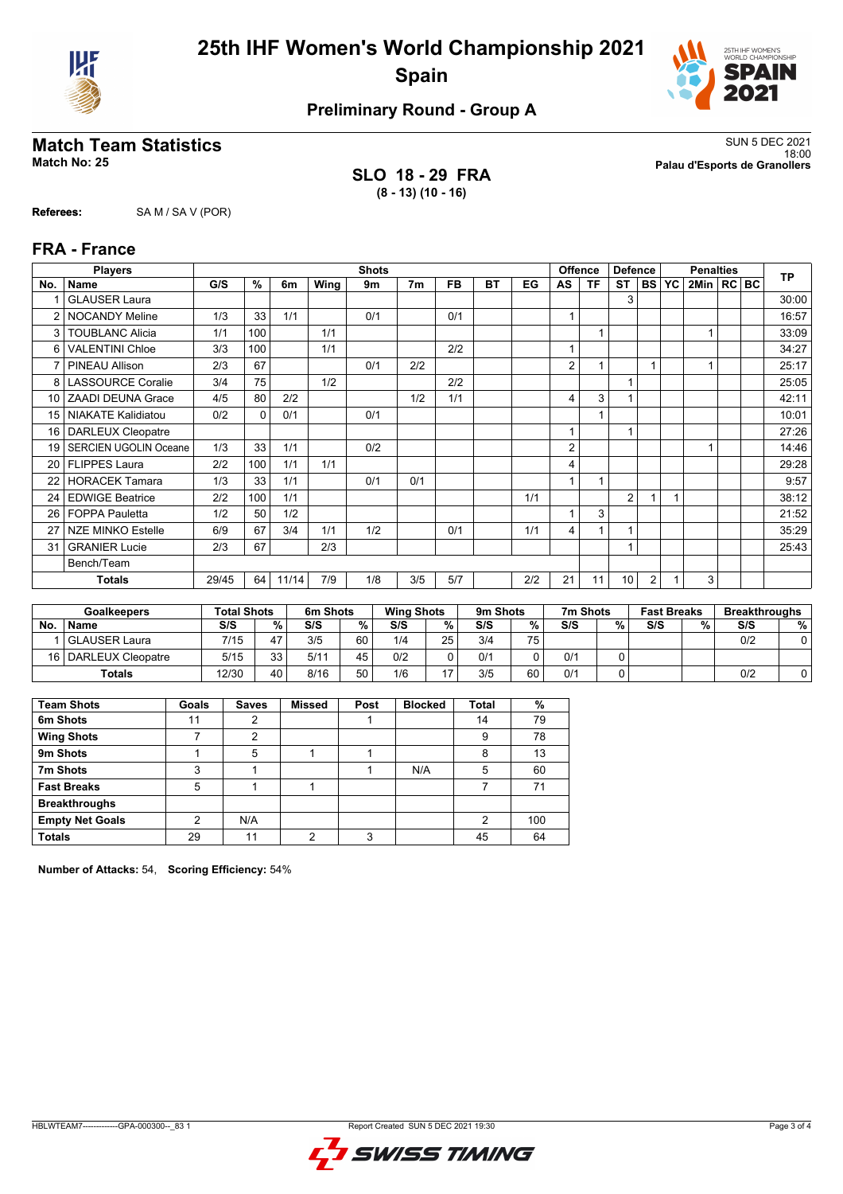# 25th IHF Women's World Championship 2021

## Spain

### Preliminary Round - Group A

## Match Team Statistics

**Match No: 25**

SUN 5 DEC 2021
18:00
**Palau d'Esports de Granollers**

**SLO 18 - 29 FRA**
**(8 - 13) (10 - 16)**

**Referees:** SA M / SA V (POR)

## FRA - France

| Players | | Shots | | | | | | | | | Offence | | Defence | | | Penalties | | | TP |
|---|---|---|---|---|---|---|---|---|---|---|---|---|---|---|---|---|---|---|---|
| No. | Name | G/S | % | 6m | Wing | 9m | 7m | FB | BT | EG | AS | TF | ST | BS | YC | 2Min | RC | BC | |
| 1 | GLAUSER Laura | | | | | | | | | | | | 3 | | | | | | 30:00 |
| 2 | NOCANDY Meline | 1/3 | 33 | 1/1 | | 0/1 | | 0/1 | | | 1 | | | | | | | | 16:57 |
| 3 | TOUBLANC Alicia | 1/1 | 100 | | 1/1 | | | | | | | 1 | | | | 1 | | | 33:09 |
| 6 | VALENTINI Chloe | 3/3 | 100 | | 1/1 | | | 2/2 | | | 1 | | | | | | | | 34:27 |
| 7 | PINEAU Allison | 2/3 | 67 | | | 0/1 | 2/2 | | | | 2 | 1 | | 1 | | 1 | | | 25:17 |
| 8 | LASSOURCE Coralie | 3/4 | 75 | | 1/2 | | | 2/2 | | | | | 1 | | | | | | 25:05 |
| 10 | ZAADI DEUNA Grace | 4/5 | 80 | 2/2 | | | 1/2 | 1/1 | | | 4 | 3 | 1 | | | | | | 42:11 |
| 15 | NIAKATE Kalidiatou | 0/2 | 0 | 0/1 | | 0/1 | | | | | | 1 | | | | | | | 10:01 |
| 16 | DARLEUX Cleopatre | | | | | | | | | | 1 | | 1 | | | | | | 27:26 |
| 19 | SERCIEN UGOLIN Oceane | 1/3 | 33 | 1/1 | | 0/2 | | | | | 2 | | | | | 1 | | | 14:46 |
| 20 | FLIPPES Laura | 2/2 | 100 | 1/1 | 1/1 | | | | | | 4 | | | | | | | | 29:28 |
| 22 | HORACEK Tamara | 1/3 | 33 | 1/1 | | 0/1 | 0/1 | | | | 1 | 1 | | | | | | | 9:57 |
| 24 | EDWIGE Beatrice | 2/2 | 100 | 1/1 | | | | | | 1/1 | | | 2 | 1 | 1 | | | | 38:12 |
| 26 | FOPPA Pauletta | 1/2 | 50 | 1/2 | | | | | | | 1 | 3 | | | | | | | 21:52 |
| 27 | NZE MINKO Estelle | 6/9 | 67 | 3/4 | 1/1 | 1/2 | | 0/1 | | 1/1 | 4 | 1 | 1 | | | | | | 35:29 |
| 31 | GRANIER Lucie | 2/3 | 67 | | 2/3 | | | | | | | | 1 | | | | | | 25:43 |
| | Bench/Team | | | | | | | | | | | | | | | | | | |
| | **Totals** | 29/45 | 64 | 11/14 | 7/9 | 1/8 | 3/5 | 5/7 | | 2/2 | 21 | 11 | 10 | 2 | 1 | 3 | | | |

| Goalkeepers | | Total Shots | | 6m Shots | | Wing Shots | | 9m Shots | | 7m Shots | | Fast Breaks | | Breakthroughs | |
|---|---|---|---|---|---|---|---|---|---|---|---|---|---|---|---|
| No. | Name | S/S | % | S/S | % | S/S | % | S/S | % | S/S | % | S/S | % | S/S | % |
| 1 | GLAUSER Laura | 7/15 | 47 | 3/5 | 60 | 1/4 | 25 | 3/4 | 75 | | | | | 0/2 | 0 |
| 16 | DARLEUX Cleopatre | 5/15 | 33 | 5/11 | 45 | 0/2 | 0 | 0/1 | 0 | 0/1 | 0 | | | | |
| | **Totals** | 12/30 | 40 | 8/16 | 50 | 1/6 | 17 | 3/5 | 60 | 0/1 | 0 | | | 0/2 | 0 |

| Team Shots | Goals | Saves | Missed | Post | Blocked | Total | % |
|---|---|---|---|---|---|---|---|
| 6m Shots | 11 | 2 | | 1 | | 14 | 79 |
| Wing Shots | 7 | 2 | | | | 9 | 78 |
| 9m Shots | 1 | 5 | 1 | 1 | | 8 | 13 |
| 7m Shots | 3 | 1 | | 1 | N/A | 5 | 60 |
| Fast Breaks | 5 | 1 | 1 | | | 7 | 71 |
| Breakthroughs | | | | | | | |
| Empty Net Goals | 2 | N/A | | | | 2 | 100 |
| **Totals** | 29 | 11 | 2 | 3 | | 45 | 64 |

**Number of Attacks:** 54, **Scoring Efficiency:** 54%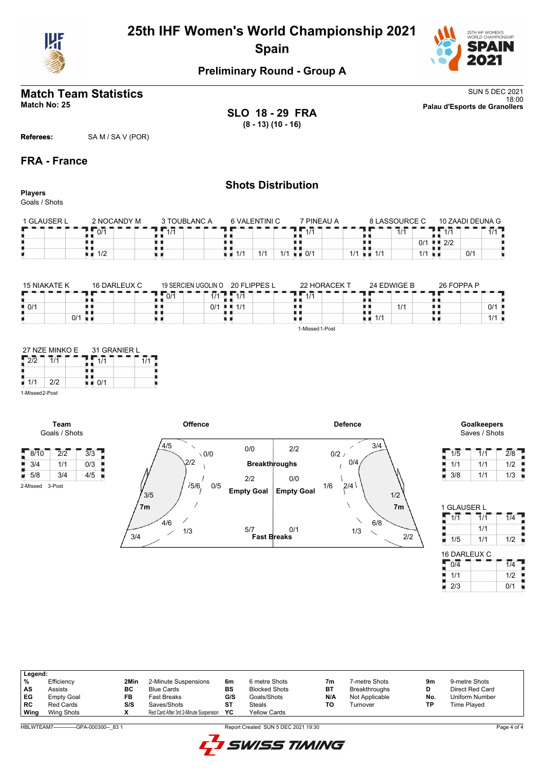# 25th IHF Women's World Championship 2021
## Spain

### Preliminary Round - Group A

## Match Team Statistics

**Match No: 25**

SUN 5 DEC 2021
18:00
**Palau d'Esports de Granollers**

**SLO 18 - 29 FRA**
**(8 - 13) (10 - 16)**

**Referees:** SA M / SA V (POR)

## FRA - France

### Shots Distribution

**Players**
Goals / Shots

1 GLAUSER L

2 NOCANDY M

| | | |
|---|---|---|
| 0/1 | | |
| | | |
| 1/2 | | |

3 TOUBLANC A

| | | |
|---|---|---|
| 1/1 | | |
| | | |
| | | |

6 VALENTINI C

| | | |
|---|---|---|
| | | |
| | | |
| 1/1 | 1/1 | 1/1 |

7 PINEAU A

| | | |
|---|---|---|
| 1/1 | | |
| | | |
| 0/1 | | 1/1 |

8 LASSOURCE C

| | | |
|---|---|---|
| | 1/1 | |
| | | 0/1 |
| 1/1 | | 1/1 |

10 ZAADI DEUNA G

| | | |
|---|---|---|
| 1/1 | | 1/1 |
| 2/2 | | |
| | 0/1 | |

15 NIAKATE K

| | | |
|---|---|---|
| | | |
| 0/1 | | |
| | 0/1 | |

16 DARLEUX C

19 SERCIEN UGOLIN O

| | | |
|---|---|---|
| 0/1 | | 1/1 |
| | | 0/1 |
| | | |

20 FLIPPES L

| | | |
|---|---|---|
| 1/1 | | |
| 1/1 | | |
| | | |

22 HORACEK T

| | | |
|---|---|---|
| 1/1 | | |
| | | |
| | | |

1-Missed 1-Post

24 EDWIGE B

| | | |
|---|---|---|
| | | |
| | 1/1 | |
| 1/1 | | |

26 FOPPA P

| | | |
|---|---|---|
| | | |
| | | 0/1 |
| | | 1/1 |

27 NZE MINKO E

| | | |
|---|---|---|
| 2/2 | 1/1 | |
| | | |
| 1/1 | 2/2 | |

1-Missed 2-Post

31 GRANIER L

| | | |
|---|---|---|
| 1/1 | | 1/1 |
| | | |
| 0/1 | | |

**Team**
Goals / Shots

| | | |
|---|---|---|
| 8/10 | 2/2 | 3/3 |
| 3/4 | 1/1 | 0/3 |
| 5/8 | 3/4 | 4/5 |

2-Missed 3-Post

**Offence**

4/5
0/0
2/2
3/5
5/6
0/5
7m
4/6
1/3
3/4

0/0 2/2 Breakthroughs
2/2 0/0 Empty Goal Empty Goal
5/7 0/1 Fast Breaks

**Defence**

3/4
0/2
0/4
1/6
2/4
1/2
7m
6/8
1/3
2/2

**Goalkeepers**
Saves / Shots

| | | |
|---|---|---|
| 1/5 | 1/1 | 2/8 |
| 1/1 | 1/1 | 1/2 |
| 3/8 | 1/1 | 1/3 |

1 GLAUSER L

| | | |
|---|---|---|
| 1/1 | 1/1 | 1/4 |
| | 1/1 | |
| 1/5 | 1/1 | 1/2 |

16 DARLEUX C

| | | |
|---|---|---|
| 0/4 | | 1/4 |
| 1/1 | | 1/2 |
| 2/3 | | 0/1 |

| Legend: | | | | | | | | | |
|---|---|---|---|---|---|---|---|---|---|
| % | Efficiency | 2Min | 2-Minute Suspensions | 6m | 6 metre Shots | 7m | 7-metre Shots | 9m | 9-metre Shots |
| AS | Assists | BC | Blue Cards | BS | Blocked Shots | BT | Breakthroughs | D | Direct Red Card |
| EG | Empty Goal | FB | Fast Breaks | G/S | Goals/Shots | N/A | Not Applicable | No. | Uniform Number |
| RC | Red Cards | S/S | Saves/Shots | ST | Steals | TO | Turnover | TP | Time Played |
| Wing | Wing Shots | X | Red Card After 3rd 2-Minute Suspension | YC | Yellow Cards | | | | |

HBLWTEAM7--------------GPA-000300--_83 1    Report Created SUN 5 DEC 2021 19:30